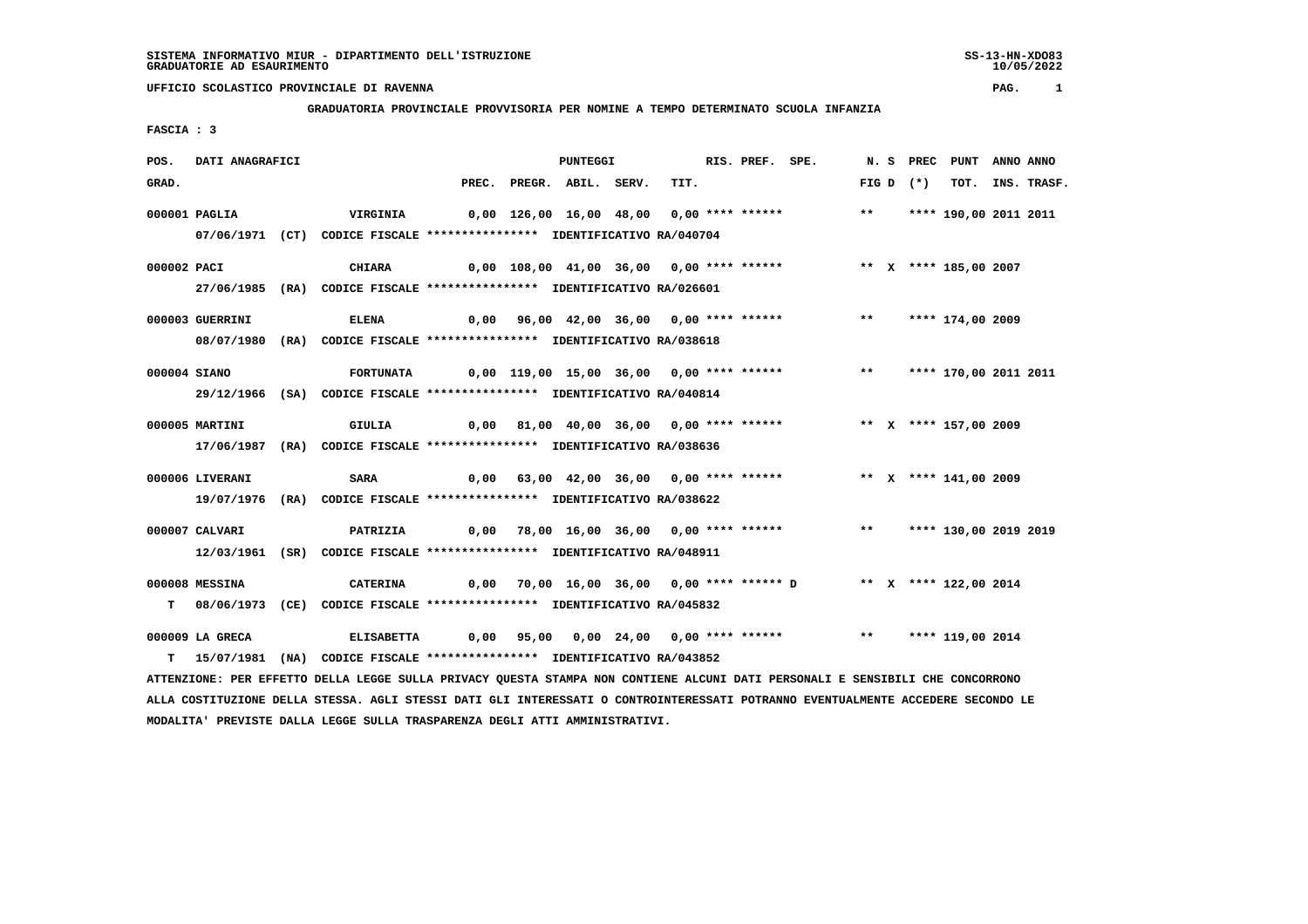SISTEMA INFORMATIVO MIUR - DIPARTIMENTO DELL'ISTRUZIONE
GRADUATORIE AD ESAURIMENTO

UFFICIO SCOLASTICO PROVINCIALE DI RAVENNA

**GRADUATORIA PROVINCIALE PROVVISORIA PER NOMINE A TEMPO DETERMINATO SCUOLA INFANZIA**

FASCIA : 3

| POS. GRAD. | DATI ANAGRAFICI | | PREC. | PREGR. | ABIL. | SERV. | TIT. | RIS. | PREF. | SPE. | N. FIG | S D | PREC (*) | PUNT TOT. | ANNO INS. | ANNO TRASF. |
|---|---|---|---|---|---|---|---|---|---|---|---|---|---|---|---|---|
| 000001 | PAGLIA | VIRGINIA | 0,00 | 126,00 | 16,00 | 48,00 | 0,00 | **** | ****** | | ** | | **** | 190,00 | 2011 | 2011 |
| | 07/06/1971 (CT) CODICE FISCALE **************** IDENTIFICATIVO RA/040704 | | | | | | | | | | | | | | | |
| 000002 | PACI | CHIARA | 0,00 | 108,00 | 41,00 | 36,00 | 0,00 | **** | ****** | | ** | X | **** | 185,00 | 2007 | |
| | 27/06/1985 (RA) CODICE FISCALE **************** IDENTIFICATIVO RA/026601 | | | | | | | | | | | | | | | |
| 000003 | GUERRINI | ELENA | 0,00 | 96,00 | 42,00 | 36,00 | 0,00 | **** | ****** | | ** | | **** | 174,00 | 2009 | |
| | 08/07/1980 (RA) CODICE FISCALE **************** IDENTIFICATIVO RA/038618 | | | | | | | | | | | | | | | |
| 000004 | SIANO | FORTUNATA | 0,00 | 119,00 | 15,00 | 36,00 | 0,00 | **** | ****** | | ** | | **** | 170,00 | 2011 | 2011 |
| | 29/12/1966 (SA) CODICE FISCALE **************** IDENTIFICATIVO RA/040814 | | | | | | | | | | | | | | | |
| 000005 | MARTINI | GIULIA | 0,00 | 81,00 | 40,00 | 36,00 | 0,00 | **** | ****** | | ** | X | **** | 157,00 | 2009 | |
| | 17/06/1987 (RA) CODICE FISCALE **************** IDENTIFICATIVO RA/038636 | | | | | | | | | | | | | | | |
| 000006 | LIVERANI | SARA | 0,00 | 63,00 | 42,00 | 36,00 | 0,00 | **** | ****** | | ** | X | **** | 141,00 | 2009 | |
| | 19/07/1976 (RA) CODICE FISCALE **************** IDENTIFICATIVO RA/038622 | | | | | | | | | | | | | | | |
| 000007 | CALVARI | PATRIZIA | 0,00 | 78,00 | 16,00 | 36,00 | 0,00 | **** | ****** | | ** | | **** | 130,00 | 2019 | 2019 |
| | 12/03/1961 (SR) CODICE FISCALE **************** IDENTIFICATIVO RA/048911 | | | | | | | | | | | | | | | |
| 000008 | MESSINA | CATERINA | 0,00 | 70,00 | 16,00 | 36,00 | 0,00 | **** | ****** | D | ** | X | **** | 122,00 | 2014 | |
| T | 08/06/1973 (CE) CODICE FISCALE **************** IDENTIFICATIVO RA/045832 | | | | | | | | | | | | | | | |
| 000009 | LA GRECA | ELISABETTA | 0,00 | 95,00 | 0,00 | 24,00 | 0,00 | **** | ****** | | ** | | **** | 119,00 | 2014 | |
| T | 15/07/1981 (NA) CODICE FISCALE **************** IDENTIFICATIVO RA/043852 | | | | | | | | | | | | | | | |

ATTENZIONE: PER EFFETTO DELLA LEGGE SULLA PRIVACY QUESTA STAMPA NON CONTIENE ALCUNI DATI PERSONALI E SENSIBILI CHE CONCORRONO ALLA COSTITUZIONE DELLA STESSA. AGLI STESSI DATI GLI INTERESSATI O CONTROINTERESSATI POTRANNO EVENTUALMENTE ACCEDERE SECONDO LE MODALITA' PREVISTE DALLA LEGGE SULLA TRASPARENZA DEGLI ATTI AMMINISTRATIVI.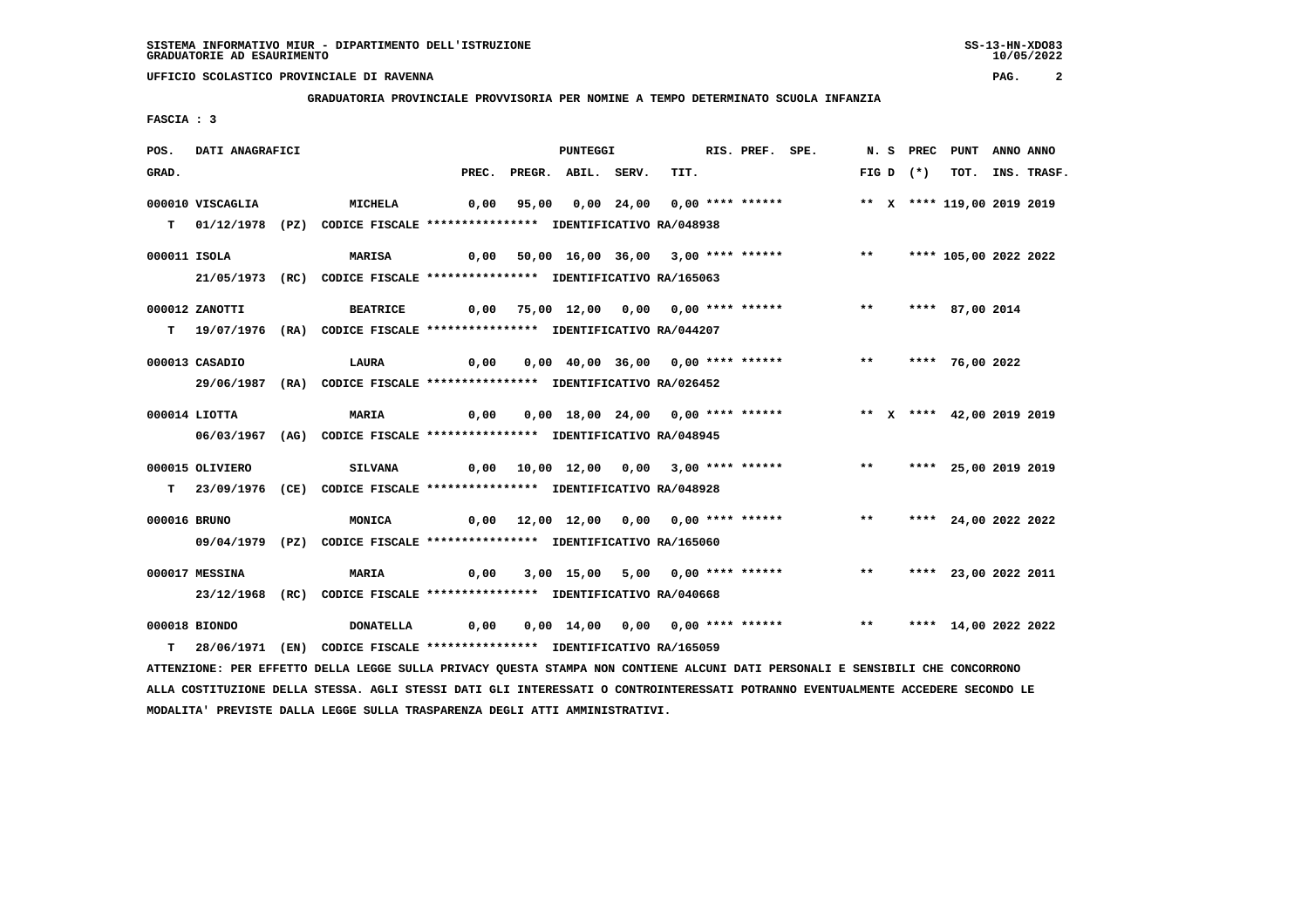**GRADUATORIA PROVINCIALE PROVVISORIA PER NOMINE A TEMPO DETERMINATO SCUOLA INFANZIA**

**FASCIA : 3**

| POS. GRAD. | DATI ANAGRAFICI | | PREC. | PREGR. | ABIL. | SERV. | TIT. | RIS. | PREF. | SPE. | N. FIG | S D | PREC (*) | PUNT TOT. | ANNO INS. | ANNO TRASF. |
|---|---|---|---|---|---|---|---|---|---|---|---|---|---|---|---|---|
| 000010 | VISCAGLIA | MICHELA | 0,00 | 95,00 | 0,00 | 24,00 | 0,00 | **** | ****** | | ** | X | **** | 119,00 | 2019 | 2019 |
| T | 01/12/1978 (PZ) | CODICE FISCALE **************** IDENTIFICATIVO RA/048938 | | | | | | | | | | | | | | |
| 000011 | ISOLA | MARISA | 0,00 | 50,00 | 16,00 | 36,00 | 3,00 | **** | ****** | | ** | | **** | 105,00 | 2022 | 2022 |
| | 21/05/1973 (RC) | CODICE FISCALE **************** IDENTIFICATIVO RA/165063 | | | | | | | | | | | | | | |
| 000012 | ZANOTTI | BEATRICE | 0,00 | 75,00 | 12,00 | 0,00 | 0,00 | **** | ****** | | ** | | **** | 87,00 | 2014 | |
| T | 19/07/1976 (RA) | CODICE FISCALE **************** IDENTIFICATIVO RA/044207 | | | | | | | | | | | | | | |
| 000013 | CASADIO | LAURA | 0,00 | 0,00 | 40,00 | 36,00 | 0,00 | **** | ****** | | ** | | **** | 76,00 | 2022 | |
| | 29/06/1987 (RA) | CODICE FISCALE **************** IDENTIFICATIVO RA/026452 | | | | | | | | | | | | | | |
| 000014 | LIOTTA | MARIA | 0,00 | 0,00 | 18,00 | 24,00 | 0,00 | **** | ****** | | ** | X | **** | 42,00 | 2019 | 2019 |
| | 06/03/1967 (AG) | CODICE FISCALE **************** IDENTIFICATIVO RA/048945 | | | | | | | | | | | | | | |
| 000015 | OLIVIERO | SILVANA | 0,00 | 10,00 | 12,00 | 0,00 | 3,00 | **** | ****** | | ** | | **** | 25,00 | 2019 | 2019 |
| T | 23/09/1976 (CE) | CODICE FISCALE **************** IDENTIFICATIVO RA/048928 | | | | | | | | | | | | | | |
| 000016 | BRUNO | MONICA | 0,00 | 12,00 | 12,00 | 0,00 | 0,00 | **** | ****** | | ** | | **** | 24,00 | 2022 | 2022 |
| | 09/04/1979 (PZ) | CODICE FISCALE **************** IDENTIFICATIVO RA/165060 | | | | | | | | | | | | | | |
| 000017 | MESSINA | MARIA | 0,00 | 3,00 | 15,00 | 5,00 | 0,00 | **** | ****** | | ** | | **** | 23,00 | 2022 | 2011 |
| | 23/12/1968 (RC) | CODICE FISCALE **************** IDENTIFICATIVO RA/040668 | | | | | | | | | | | | | | |
| 000018 | BIONDO | DONATELLA | 0,00 | 0,00 | 14,00 | 0,00 | 0,00 | **** | ****** | | ** | | **** | 14,00 | 2022 | 2022 |
| T | 28/06/1971 (EN) | CODICE FISCALE **************** IDENTIFICATIVO RA/165059 | | | | | | | | | | | | | | |

ATTENZIONE: PER EFFETTO DELLA LEGGE SULLA PRIVACY QUESTA STAMPA NON CONTIENE ALCUNI DATI PERSONALI E SENSIBILI CHE CONCORRONO ALLA COSTITUZIONE DELLA STESSA. AGLI STESSI DATI GLI INTERESSATI O CONTROINTERESSATI POTRANNO EVENTUALMENTE ACCEDERE SECONDO LE MODALITA' PREVISTE DALLA LEGGE SULLA TRASPARENZA DEGLI ATTI AMMINISTRATIVI.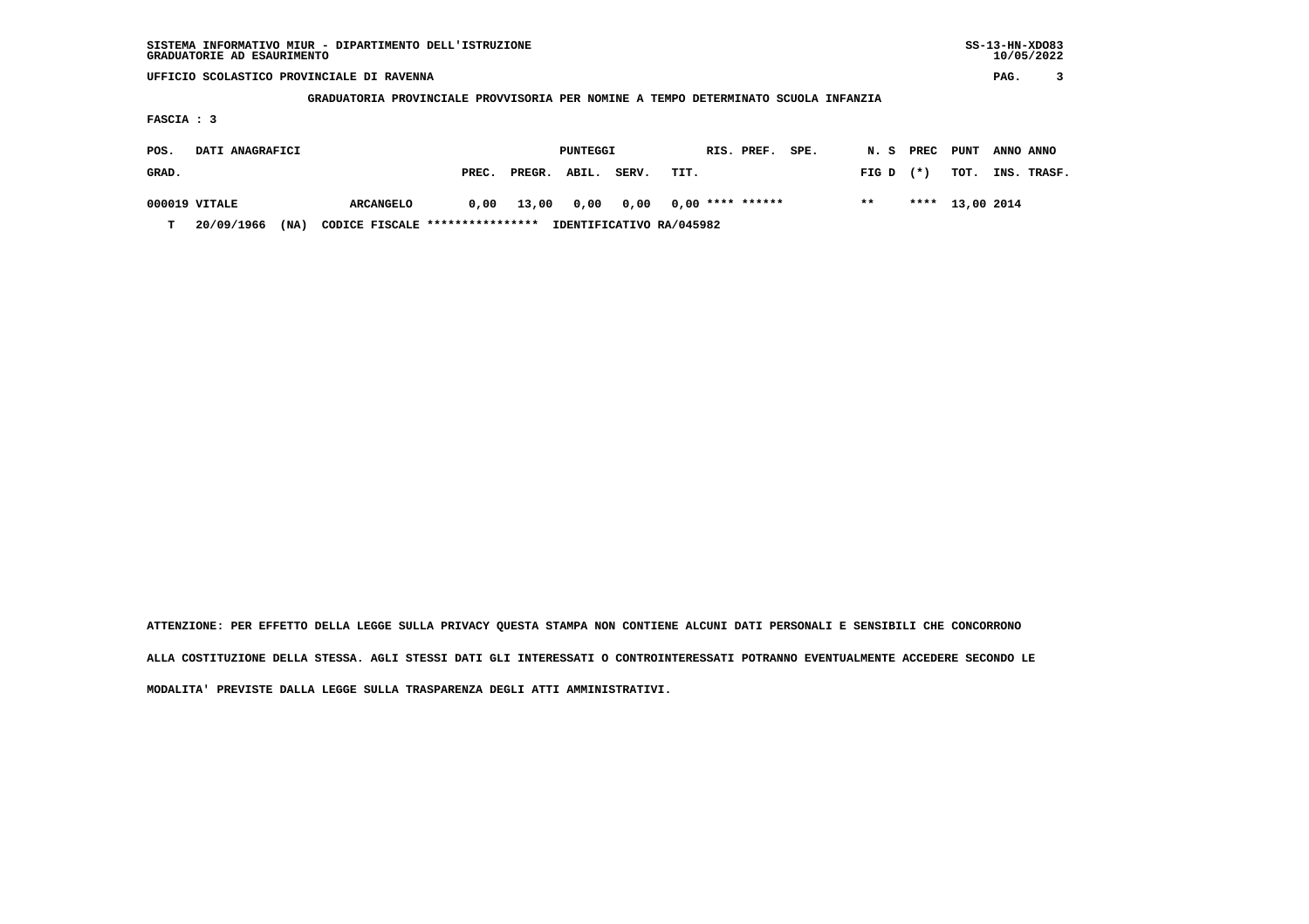SISTEMA INFORMATIVO MIUR - DIPARTIMENTO DELL'ISTRUZIONE
GRADUATORIE AD ESAURIMENTO

UFFICIO SCOLASTICO PROVINCIALE DI RAVENNA

GRADUATORIA PROVINCIALE PROVVISORIA PER NOMINE A TEMPO DETERMINATO SCUOLA INFANZIA

FASCIA : 3

| POS. GRAD. | DATI ANAGRAFICI | | PUNTEGGI PREC. | PREGR. | ABIL. | SERV. | TIT. | RIS. | PREF. | SPE. | N. FIG | S D | PREC (*) | PUNT TOT. | ANNO INS. | ANNO TRASF. |
|---|---|---|---|---|---|---|---|---|---|---|---|---|---|---|---|---|
| 000019 | VITALE | ARCANGELO | 0,00 | 13,00 | 0,00 | 0,00 | 0,00 | **** | ****** | | ** | | **** | 13,00 | 2014 | |
| T | 20/09/1966 (NA) | CODICE FISCALE **************** | IDENTIFICATIVO RA/045982 | | | | | | | | | | | | | |

ATTENZIONE: PER EFFETTO DELLA LEGGE SULLA PRIVACY QUESTA STAMPA NON CONTIENE ALCUNI DATI PERSONALI E SENSIBILI CHE CONCORRONO ALLA COSTITUZIONE DELLA STESSA. AGLI STESSI DATI GLI INTERESSATI O CONTROINTERESSATI POTRANNO EVENTUALMENTE ACCEDERE SECONDO LE MODALITA' PREVISTE DALLA LEGGE SULLA TRASPARENZA DEGLI ATTI AMMINISTRATIVI.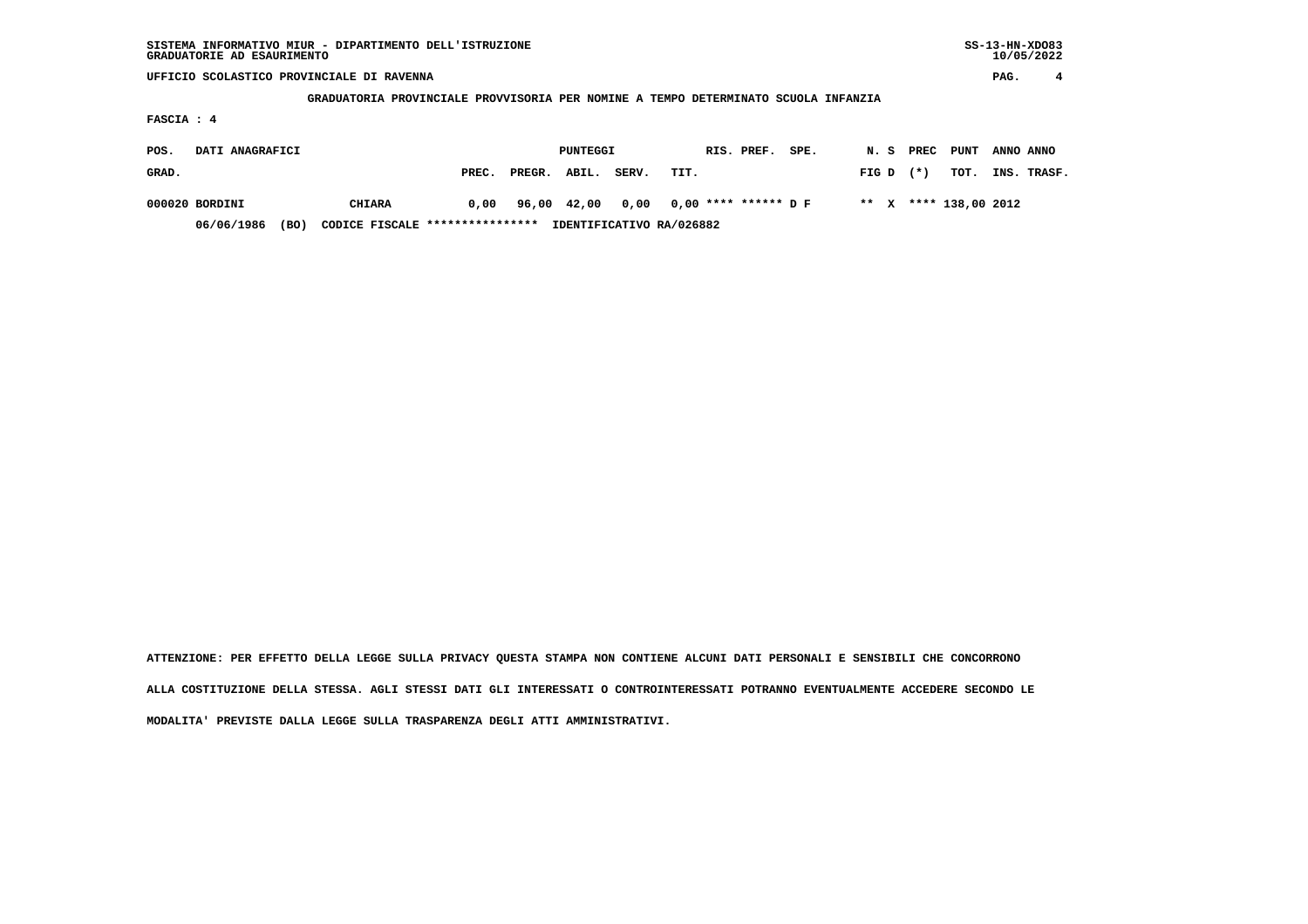SISTEMA INFORMATIVO MIUR - DIPARTIMENTO DELL'ISTRUZIONE
GRADUATORIE AD ESAURIMENTO

SS-13-HN-XDO83
10/05/2022

UFFICIO SCOLASTICO PROVINCIALE DI RAVENNA

**GRADUATORIA PROVINCIALE PROVVISORIA PER NOMINE A TEMPO DETERMINATO SCUOLA INFANZIA**

**FASCIA : 4**

| POS. GRAD. | DATI ANAGRAFICI | | PREC. | PREGR. | PUNTEGGI ABIL. | SERV. | TIT. | RIS. | PREF. | SPE. | N. FIG | S D | PREC (*) | PUNT TOT. | ANNO INS. | ANNO TRASF. |
|---|---|---|---|---|---|---|---|---|---|---|---|---|---|---|---|---|
| 000020 | BORDINI | CHIARA | 0,00 | 96,00 | 42,00 | 0,00 | 0,00 | **** | ****** | D F | ** | X | **** | 138,00 | 2012 | |
| | 06/06/1986 (BO) | CODICE FISCALE **************** | IDENTIFICATIVO RA/026882 | | | | | | | | | | | | | |

ATTENZIONE: PER EFFETTO DELLA LEGGE SULLA PRIVACY QUESTA STAMPA NON CONTIENE ALCUNI DATI PERSONALI E SENSIBILI CHE CONCORRONO ALLA COSTITUZIONE DELLA STESSA. AGLI STESSI DATI GLI INTERESSATI O CONTROINTERESSATI POTRANNO EVENTUALMENTE ACCEDERE SECONDO LE MODALITA' PREVISTE DALLA LEGGE SULLA TRASPARENZA DEGLI ATTI AMMINISTRATIVI.